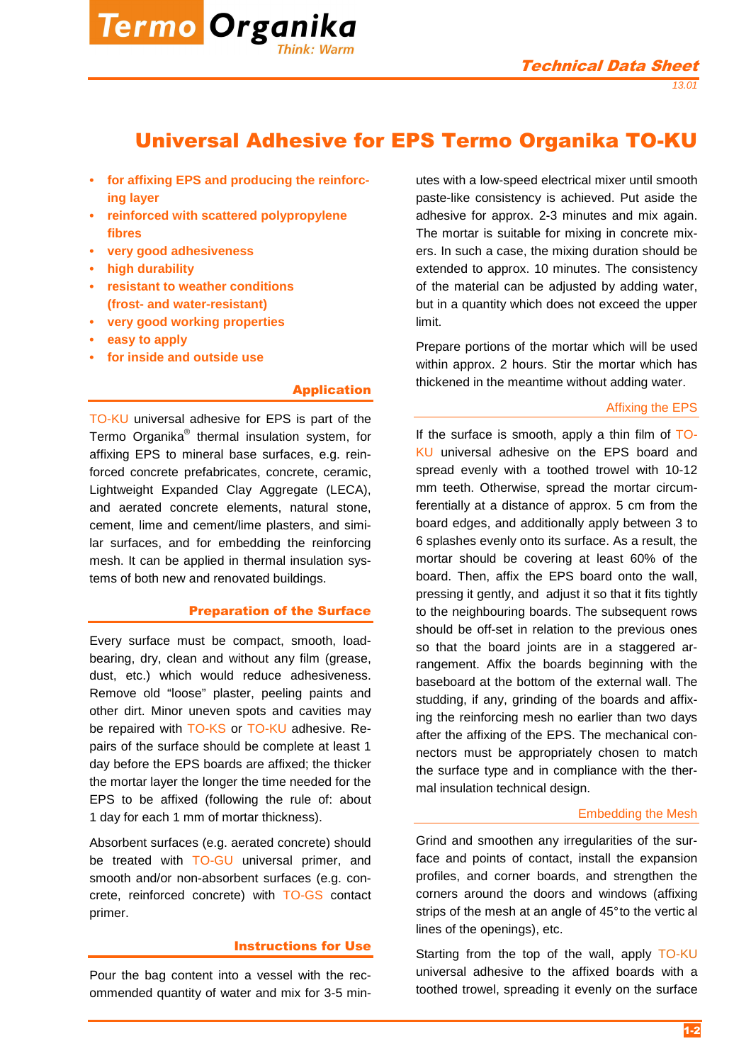# Universal Adhesive for EPS Termo Organika TO-KU

- **for affixing EPS and producing the reinforcing layer**
- **reinforced with scattered polypropylene fibres**
- **very good adhesiveness**
- **high durability**
- **resistant to weather conditions (frost- and water-resistant)**
- **very good working properties**
- **easy to apply**
- **for inside and outside use**

## Application

TO-KU universal adhesive for EPS is part of the Termo Organika® thermal insulation system, for affixing EPS to mineral base surfaces, e.g. reinforced concrete prefabricates, concrete, ceramic, Lightweight Expanded Clay Aggregate (LECA), and aerated concrete elements, natural stone, cement, lime and cement/lime plasters, and similar surfaces, and for embedding the reinforcing mesh. It can be applied in thermal insulation systems of both new and renovated buildings.

## Preparation of the Surface

Every surface must be compact, smooth, load-bearing, dry, clean and without any film (grease, dust, etc.) which would reduce adhesiveness. Remove old "loose" plaster, peeling paints and other dirt. Minor uneven spots and cavities may be repaired with TO-KS or TO-KU adhesive. Repairs of the surface should be complete at least 1 day before the EPS boards are affixed; the thicker the mortar layer the longer the time needed for the EPS to be affixed (following the rule of: about 1 day for each 1 mm of mortar thickness).

Absorbent surfaces (e.g. aerated concrete) should be treated with TO-GU universal primer, and smooth and/or non-absorbent surfaces (e.g. concrete, reinforced concrete) with TO-GS contact primer.

## Instructions for Use

Pour the bag content into a vessel with the recommended quantity of water and mix for 3-5 minutes with a low-speed electrical mixer until smooth paste-like consistency is achieved. Put aside the adhesive for approx. 2-3 minutes and mix again. The mortar is suitable for mixing in concrete mixers. In such a case, the mixing duration should be extended to approx. 10 minutes. The consistency of the material can be adjusted by adding water, but in a quantity which does not exceed the upper limit.

Prepare portions of the mortar which will be used within approx. 2 hours. Stir the mortar which has thickened in the meantime without adding water.

### Affixing the EPS

If the surface is smooth, apply a thin film of TO-KU universal adhesive on the EPS board and spread evenly with a toothed trowel with 10-12 mm teeth. Otherwise, spread the mortar circumferentially at a distance of approx. 5 cm from the board edges, and additionally apply between 3 to 6 splashes evenly onto its surface. As a result, the mortar should be covering at least 60% of the board. Then, affix the EPS board onto the wall, pressing it gently, and adjust it so that it fits tightly to the neighbouring boards. The subsequent rows should be off-set in relation to the previous ones so that the board joints are in a staggered arrangement. Affix the boards beginning with the baseboard at the bottom of the external wall. The studding, if any, grinding of the boards and affixing the reinforcing mesh no earlier than two days after the affixing of the EPS. The mechanical connectors must be appropriately chosen to match the surface type and in compliance with the thermal insulation technical design.

### Embedding the Mesh

Grind and smoothen any irregularities of the surface and points of contact, install the expansion profiles, and corner boards, and strengthen the corners around the doors and windows (affixing strips of the mesh at an angle of 45° to the vertical lines of the openings), etc.

Starting from the top of the wall, apply TO-KU universal adhesive to the affixed boards with a toothed trowel, spreading it evenly on the surface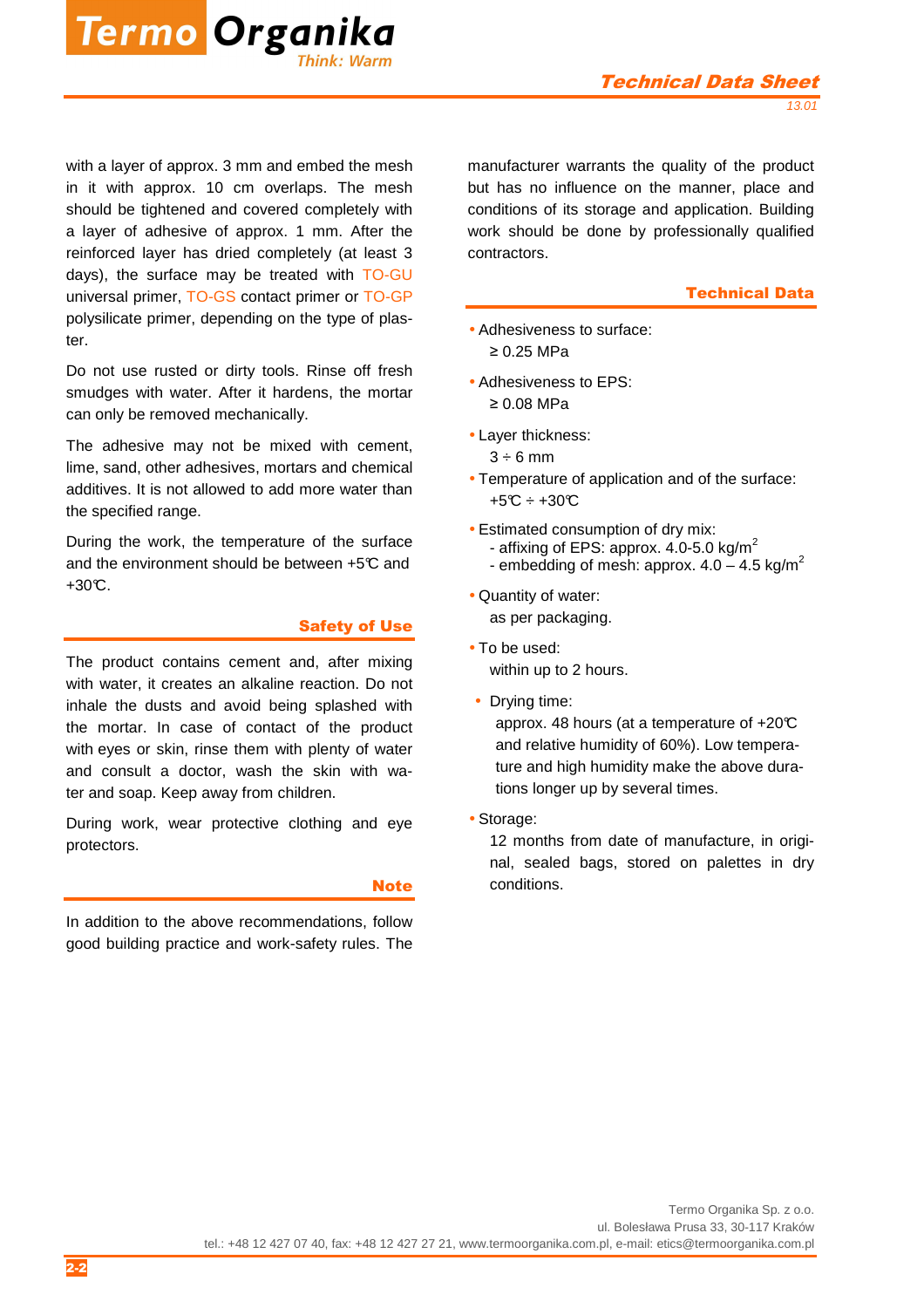with a layer of approx. 3 mm and embed the mesh in it with approx. 10 cm overlaps. The mesh should be tightened and covered completely with a layer of adhesive of approx. 1 mm. After the reinforced layer has dried completely (at least 3 days), the surface may be treated with TO-GU universal primer, TO-GS contact primer or TO-GP polysilicate primer, depending on the type of plaster.

Do not use rusted or dirty tools. Rinse off fresh smudges with water. After it hardens, the mortar can only be removed mechanically.

The adhesive may not be mixed with cement, lime, sand, other adhesives, mortars and chemical additives. It is not allowed to add more water than the specified range.

During the work, the temperature of the surface and the environment should be between +5℃ and +30℃.

## Safety of Use

The product contains cement and, after mixing with water, it creates an alkaline reaction. Do not inhale the dusts and avoid being splashed with the mortar. In case of contact of the product with eyes or skin, rinse them with plenty of water and consult a doctor, wash the skin with water and soap. Keep away from children.

During work, wear protective clothing and eye protectors.

## Note

In addition to the above recommendations, follow good building practice and work-safety rules. The manufacturer warrants the quality of the product but has no influence on the manner, place and conditions of its storage and application. Building work should be done by professionally qualified contractors.

## Technical Data

- Adhesiveness to surface:
  ≥ 0.25 MPa
- Adhesiveness to EPS:
  ≥ 0.08 MPa
- Layer thickness:
  3 ÷ 6 mm
- Temperature of application and of the surface:
  +5℃ ÷ +30℃
- Estimated consumption of dry mix:
  - affixing of EPS: approx. 4.0-5.0 kg/$m^2$
  - embedding of mesh: approx. 4.0 – 4.5 kg/$m^2$
- Quantity of water:
  as per packaging.
- To be used:
  within up to 2 hours.
- Drying time:
  approx. 48 hours (at a temperature of +20℃ and relative humidity of 60%). Low temperature and high humidity make the above durations longer up by several times.
- Storage:
  12 months from date of manufacture, in original, sealed bags, stored on palettes in dry conditions.

Termo Organika Sp. z o.o.
ul. Bolesława Prusa 33, 30-117 Kraków
tel.: +48 12 427 07 40, fax: +48 12 427 27 21, www.termoorganika.com.pl, e-mail: etics@termoorganika.com.pl